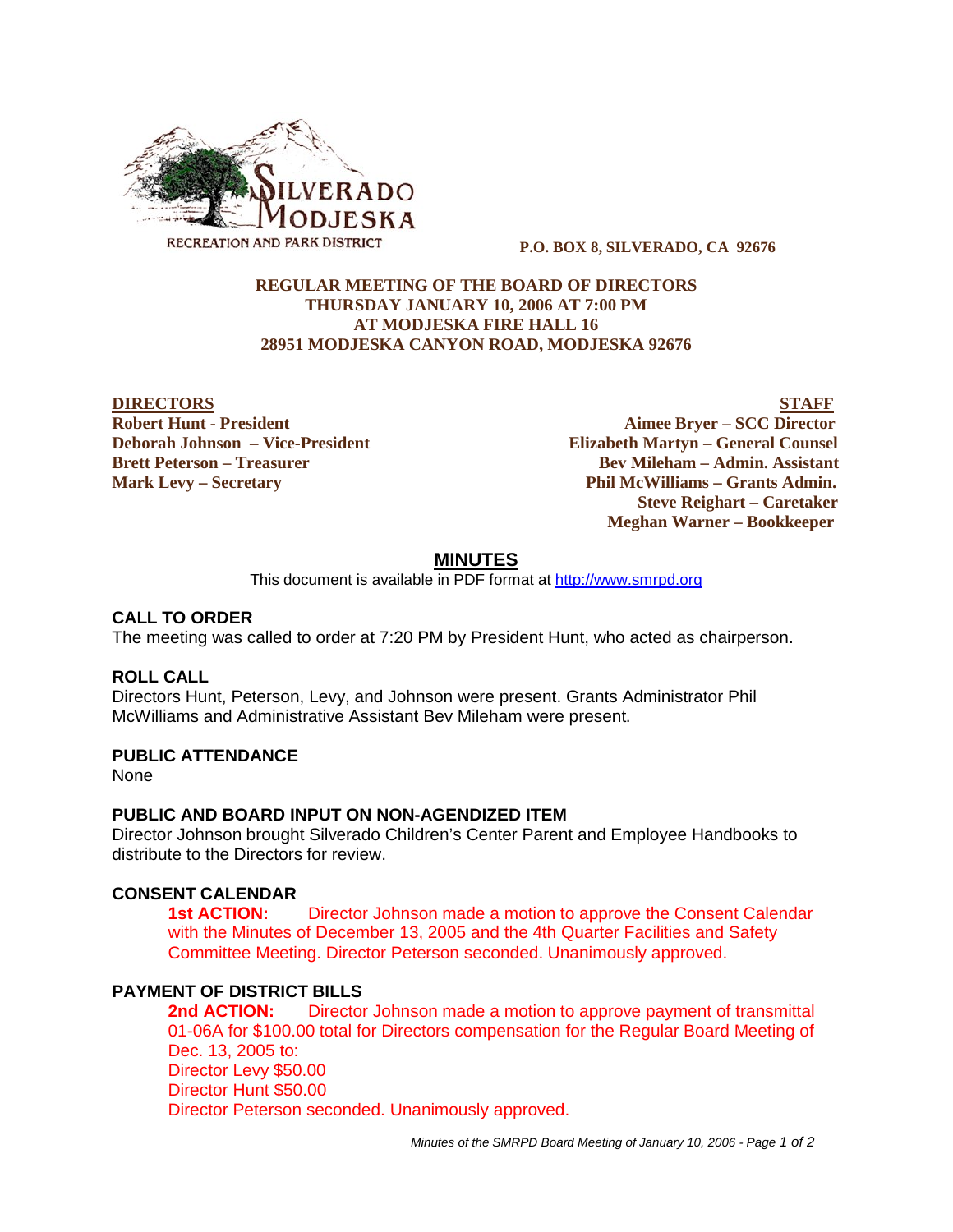SILVERADO MODJESKA RECREATION AND PARK DISTRICT

**P.O. BOX 8, SILVERADO, CA 92676**

**REGULAR MEETING OF THE BOARD OF DIRECTORS**
**THURSDAY JANUARY 10, 2006 AT 7:00 PM**
**AT MODJESKA FIRE HALL 16**
**28951 MODJESKA CANYON ROAD, MODJESKA 92676**

**DIRECTORS**
**Robert Hunt - President**
**Deborah Johnson – Vice-President**
**Brett Peterson – Treasurer**
**Mark Levy – Secretary**

**STAFF**
**Aimee Bryer – SCC Director**
**Elizabeth Martyn – General Counsel**
**Bev Mileham – Admin. Assistant**
**Phil McWilliams – Grants Admin.**
**Steve Reighart – Caretaker**
**Meghan Warner – Bookkeeper**

## MINUTES

This document is available in PDF format at http://www.smrpd.org

### CALL TO ORDER

The meeting was called to order at 7:20 PM by President Hunt, who acted as chairperson.

### ROLL CALL

Directors Hunt, Peterson, Levy, and Johnson were present. Grants Administrator Phil McWilliams and Administrative Assistant Bev Mileham were present.

### PUBLIC ATTENDANCE

None

### PUBLIC AND BOARD INPUT ON NON-AGENDIZED ITEM

Director Johnson brought Silverado Children's Center Parent and Employee Handbooks to distribute to the Directors for review.

### CONSENT CALENDAR

**1st ACTION:** Director Johnson made a motion to approve the Consent Calendar with the Minutes of December 13, 2005 and the 4th Quarter Facilities and Safety Committee Meeting. Director Peterson seconded. Unanimously approved.

### PAYMENT OF DISTRICT BILLS

**2nd ACTION:** Director Johnson made a motion to approve payment of transmittal 01-06A for $100.00 total for Directors compensation for the Regular Board Meeting of Dec. 13, 2005 to:
Director Levy $50.00
Director Hunt $50.00
Director Peterson seconded. Unanimously approved.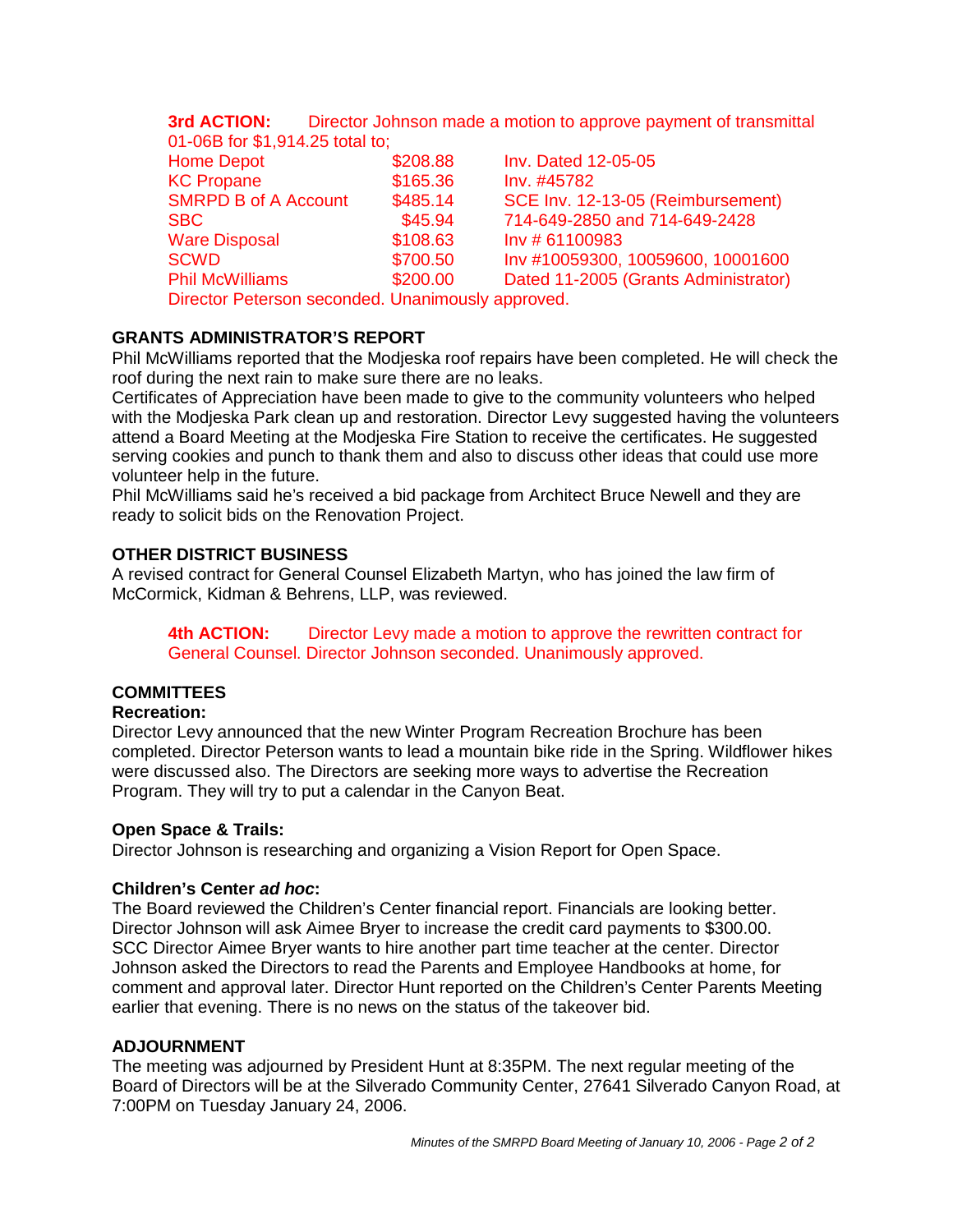**3rd ACTION:** Director Johnson made a motion to approve payment of transmittal 01-06B for $1,914.25 total to;

| | | |
|---|---|---|
| Home Depot | $208.88 | Inv. Dated 12-05-05 |
| KC Propane | $165.36 | Inv. #45782 |
| SMRPD B of A Account | $485.14 | SCE Inv. 12-13-05 (Reimbursement) |
| SBC | $45.94 | 714-649-2850 and 714-649-2428 |
| Ware Disposal | $108.63 | Inv # 61100983 |
| SCWD | $700.50 | Inv #10059300, 10059600, 10001600 |
| Phil McWilliams | $200.00 | Dated 11-2005 (Grants Administrator) |

Director Peterson seconded. Unanimously approved.

## GRANTS ADMINISTRATOR'S REPORT

Phil McWilliams reported that the Modjeska roof repairs have been completed. He will check the roof during the next rain to make sure there are no leaks.
Certificates of Appreciation have been made to give to the community volunteers who helped with the Modjeska Park clean up and restoration. Director Levy suggested having the volunteers attend a Board Meeting at the Modjeska Fire Station to receive the certificates. He suggested serving cookies and punch to thank them and also to discuss other ideas that could use more volunteer help in the future.
Phil McWilliams said he's received a bid package from Architect Bruce Newell and they are ready to solicit bids on the Renovation Project.

## OTHER DISTRICT BUSINESS

A revised contract for General Counsel Elizabeth Martyn, who has joined the law firm of McCormick, Kidman & Behrens, LLP, was reviewed.

**4th ACTION:** Director Levy made a motion to approve the rewritten contract for General Counsel. Director Johnson seconded. Unanimously approved.

## COMMITTEES

### Recreation:

Director Levy announced that the new Winter Program Recreation Brochure has been completed. Director Peterson wants to lead a mountain bike ride in the Spring. Wildflower hikes were discussed also. The Directors are seeking more ways to advertise the Recreation Program. They will try to put a calendar in the Canyon Beat.

### Open Space & Trails:

Director Johnson is researching and organizing a Vision Report for Open Space.

### Children's Center *ad hoc*:

The Board reviewed the Children's Center financial report. Financials are looking better. Director Johnson will ask Aimee Bryer to increase the credit card payments to $300.00. SCC Director Aimee Bryer wants to hire another part time teacher at the center. Director Johnson asked the Directors to read the Parents and Employee Handbooks at home, for comment and approval later. Director Hunt reported on the Children's Center Parents Meeting earlier that evening. There is no news on the status of the takeover bid.

## ADJOURNMENT

The meeting was adjourned by President Hunt at 8:35PM. The next regular meeting of the Board of Directors will be at the Silverado Community Center, 27641 Silverado Canyon Road, at 7:00PM on Tuesday January 24, 2006.